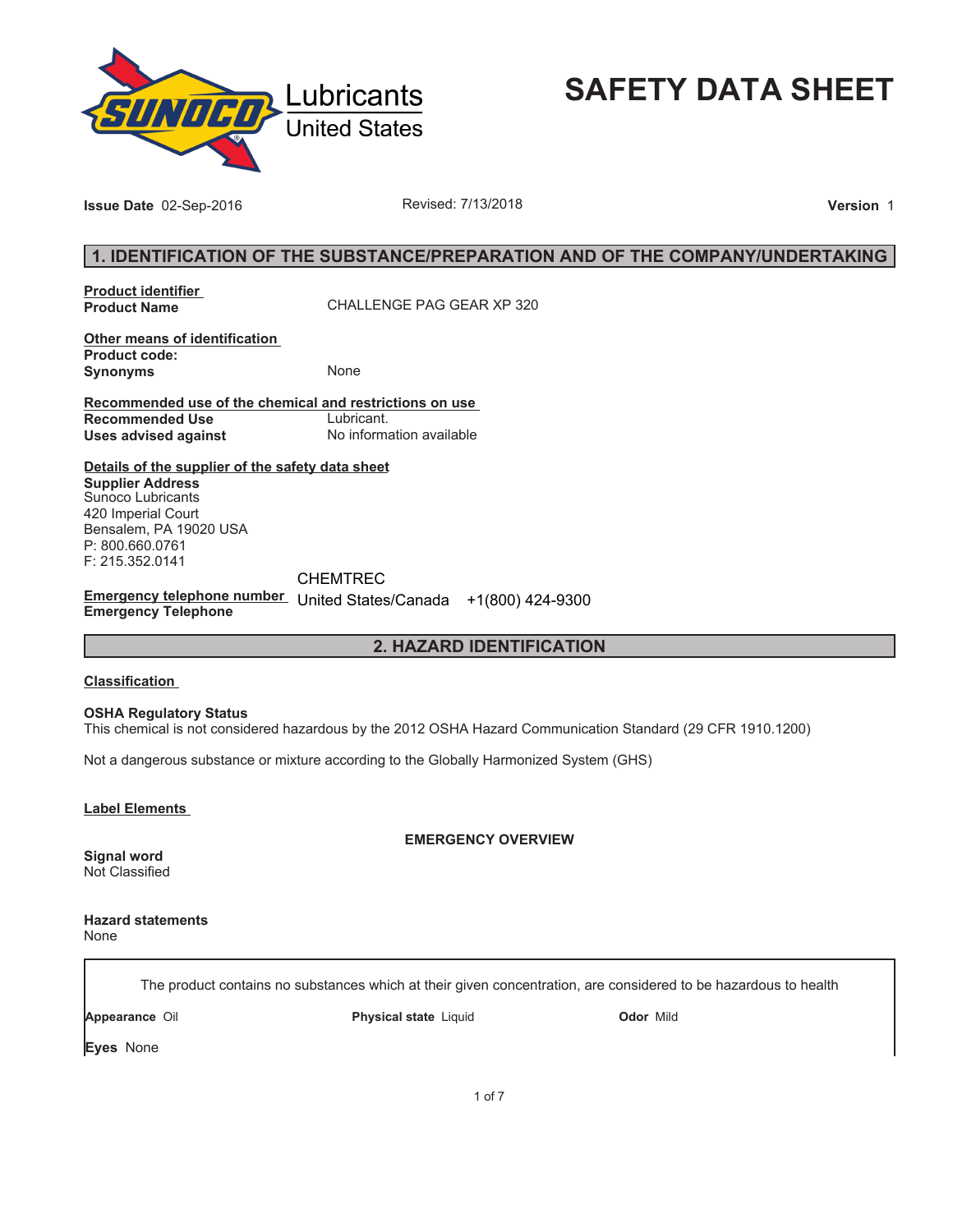Lubricants
United States

# SAFETY DATA SHEET

**Issue Date** 02-Sep-2016 Revised: 7/13/2018 **Version** 1

## 1. IDENTIFICATION OF THE SUBSTANCE/PREPARATION AND OF THE COMPANY/UNDERTAKING

**Product identifier**
**Product Name** CHALLENGE PAG GEAR XP 320

**Other means of identification**
**Product code:**
**Synonyms** None

**Recommended use of the chemical and restrictions on use**
**Recommended Use** Lubricant.
**Uses advised against** No information available

**Details of the supplier of the safety data sheet**
**Supplier Address**
Sunoco Lubricants
420 Imperial Court
Bensalem, PA 19020 USA
P: 800.660.0761
F: 215.352.0141

**Emergency telephone number**
**Emergency Telephone** CHEMTREC United States/Canada +1(800) 424-9300

## 2. HAZARD IDENTIFICATION

**Classification**

**OSHA Regulatory Status**
This chemical is not considered hazardous by the 2012 OSHA Hazard Communication Standard (29 CFR 1910.1200)

Not a dangerous substance or mixture according to the Globally Harmonized System (GHS)

**Label Elements**

**EMERGENCY OVERVIEW**

**Signal word**
Not Classified

**Hazard statements**
None

The product contains no substances which at their given concentration, are considered to be hazardous to health

**Appearance** Oil **Physical state** Liquid **Odor** Mild

**Eyes** None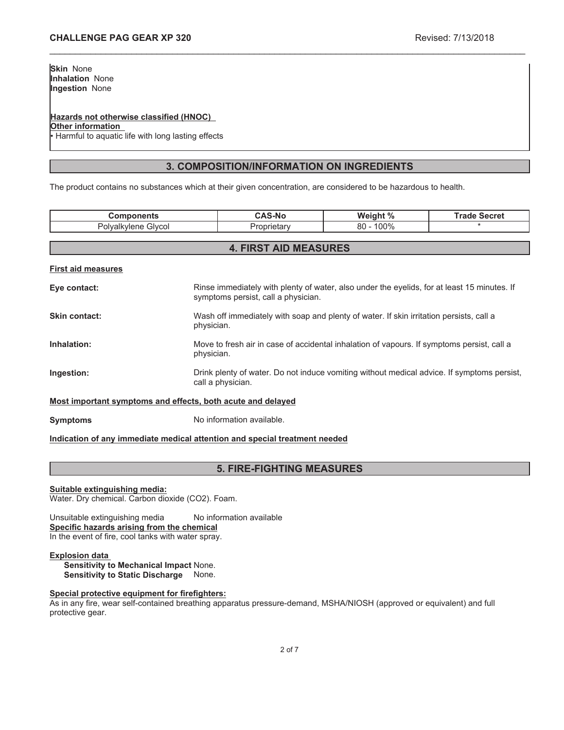**Skin** None
**Inhalation** None
**Ingestion** None

**Hazards not otherwise classified (HNOC)**
**Other information**
• Harmful to aquatic life with long lasting effects

## 3. COMPOSITION/INFORMATION ON INGREDIENTS

The product contains no substances which at their given concentration, are considered to be hazardous to health.

| Components | CAS-No | Weight % | Trade Secret |
|---|---|---|---|
| Polyalkylene Glycol | Proprietary | 80 - 100% | * |

## 4. FIRST AID MEASURES

**First aid measures**

**Eye contact:** Rinse immediately with plenty of water, also under the eyelids, for at least 15 minutes. If symptoms persist, call a physician.

**Skin contact:** Wash off immediately with soap and plenty of water. If skin irritation persists, call a physician.

**Inhalation:** Move to fresh air in case of accidental inhalation of vapours. If symptoms persist, call a physician.

**Ingestion:** Drink plenty of water. Do not induce vomiting without medical advice. If symptoms persist, call a physician.

**Most important symptoms and effects, both acute and delayed**

**Symptoms** No information available.

**Indication of any immediate medical attention and special treatment needed**

## 5. FIRE-FIGHTING MEASURES

**Suitable extinguishing media:**
Water. Dry chemical. Carbon dioxide ($CO_2$). Foam.

Unsuitable extinguishing media No information available
**Specific hazards arising from the chemical**
In the event of fire, cool tanks with water spray.

**Explosion data**
**Sensitivity to Mechanical Impact** None.
**Sensitivity to Static Discharge** None.

**Special protective equipment for firefighters:**
As in any fire, wear self-contained breathing apparatus pressure-demand, MSHA/NIOSH (approved or equivalent) and full protective gear.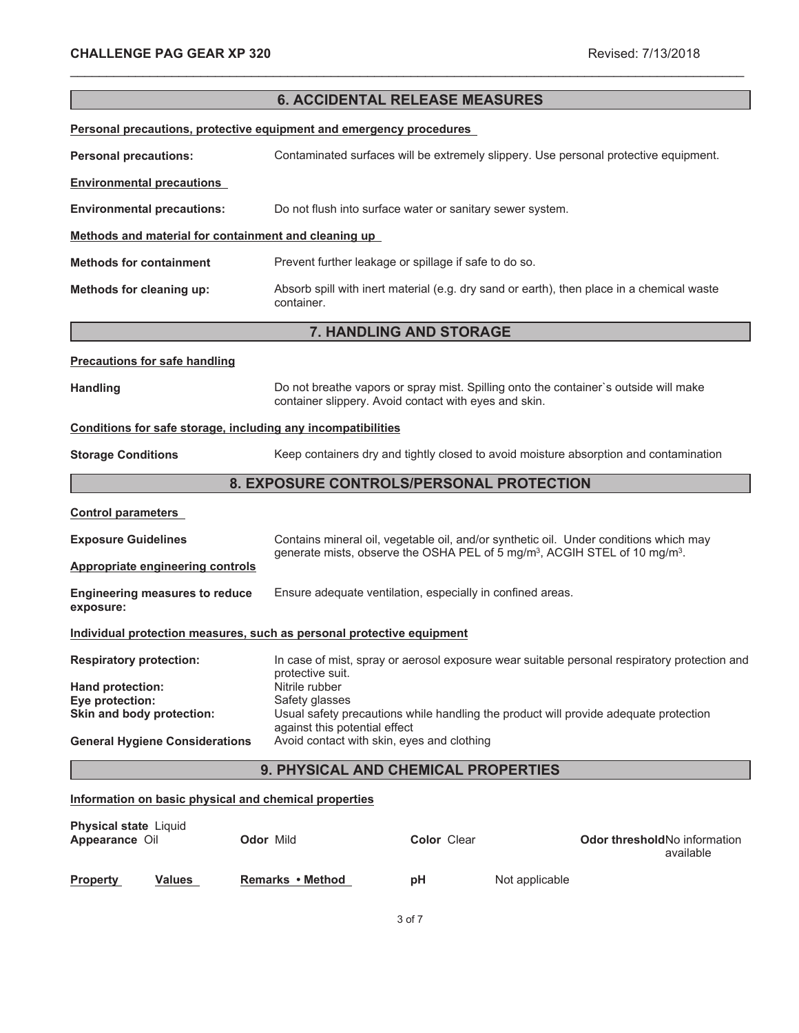## 6. ACCIDENTAL RELEASE MEASURES

**Personal precautions, protective equipment and emergency procedures**

**Personal precautions:** Contaminated surfaces will be extremely slippery. Use personal protective equipment.

**Environmental precautions**

**Environmental precautions:** Do not flush into surface water or sanitary sewer system.

**Methods and material for containment and cleaning up**

**Methods for containment** Prevent further leakage or spillage if safe to do so.

**Methods for cleaning up:** Absorb spill with inert material (e.g. dry sand or earth), then place in a chemical waste container.

## 7. HANDLING AND STORAGE

**Precautions for safe handling**

**Handling** Do not breathe vapors or spray mist. Spilling onto the container`s outside will make container slippery. Avoid contact with eyes and skin.

**Conditions for safe storage, including any incompatibilities**

**Storage Conditions** Keep containers dry and tightly closed to avoid moisture absorption and contamination

## 8. EXPOSURE CONTROLS/PERSONAL PROTECTION

**Control parameters**

**Exposure Guidelines** Contains mineral oil, vegetable oil, and/or synthetic oil. Under conditions which may generate mists, observe the OSHA PEL of 5 $mg/m^3$, ACGIH STEL of 10 $mg/m^3$.

**Appropriate engineering controls**

**Engineering measures to reduce exposure:** Ensure adequate ventilation, especially in confined areas.

**Individual protection measures, such as personal protective equipment**

**Respiratory protection:** In case of mist, spray or aerosol exposure wear suitable personal respiratory protection and protective suit.

**Hand protection:** Nitrile rubber

**Eye protection:** Safety glasses

**Skin and body protection:** Usual safety precautions while handling the product will provide adequate protection against this potential effect

**General Hygiene Considerations** Avoid contact with skin, eyes and clothing

## 9. PHYSICAL AND CHEMICAL PROPERTIES

**Information on basic physical and chemical properties**

**Physical state** Liquid

**Appearance** Oil | **Odor** Mild | **Color** Clear | **Odor threshold** No information available

| Property | Values | Remarks • Method |
|---|---|---|
| pH | Not applicable | |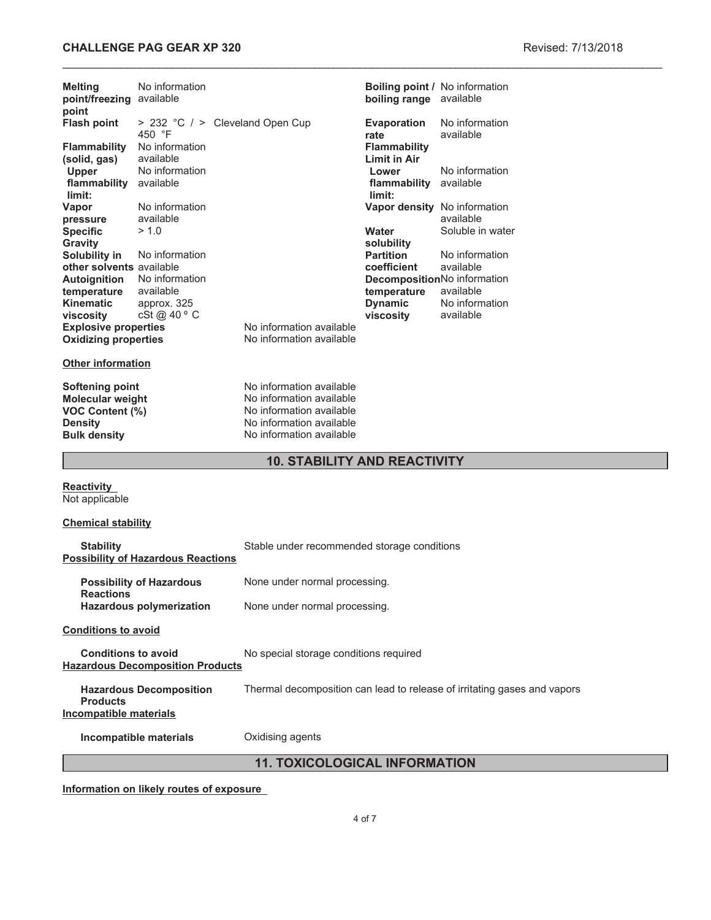| Property | Value | Remarks | Property | Value |
|---|---|---|---|---|
| **Melting point/freezing point** | No information available | | **Boiling point / boiling range** | No information available |
| **Flash point** | > 232 °C / > 450 °F | Cleveland Open Cup | **Evaporation rate** | No information available |
| **Flammability (solid, gas)** | No information available | | **Flammability Limit in Air** | |
| **Upper flammability limit:** | No information available | | **Lower flammability limit:** | No information available |
| **Vapor pressure** | No information available | | **Vapor density** | No information available |
| **Specific Gravity** | > 1.0 | | **Water solubility** | Soluble in water |
| **Solubility in other solvents** | No information available | | **Partition coefficient** | No information available |
| **Autoignition temperature** | No information available | | **Decomposition temperature** | No information available |
| **Kinematic viscosity** | approx. 325 cSt @ 40 º C | | **Dynamic viscosity** | No information available |
| **Explosive properties** | | No information available | | |
| **Oxidizing properties** | | No information available | | |

**Other information**

| Property | Value |
|---|---|
| **Softening point** | No information available |
| **Molecular weight** | No information available |
| **VOC Content (%)** | No information available |
| **Density** | No information available |
| **Bulk density** | No information available |

## 10. STABILITY AND REACTIVITY

**Reactivity**
Not applicable

**Chemical stability**

**Stability** Stable under recommended storage conditions

**Possibility of Hazardous Reactions**

**Possibility of Hazardous Reactions** None under normal processing.

**Hazardous polymerization** None under normal processing.

**Conditions to avoid**

**Conditions to avoid** No special storage conditions required

**Hazardous Decomposition Products**

**Hazardous Decomposition Products** Thermal decomposition can lead to release of irritating gases and vapors

**Incompatible materials**

**Incompatible materials** Oxidising agents

## 11. TOXICOLOGICAL INFORMATION

**Information on likely routes of exposure**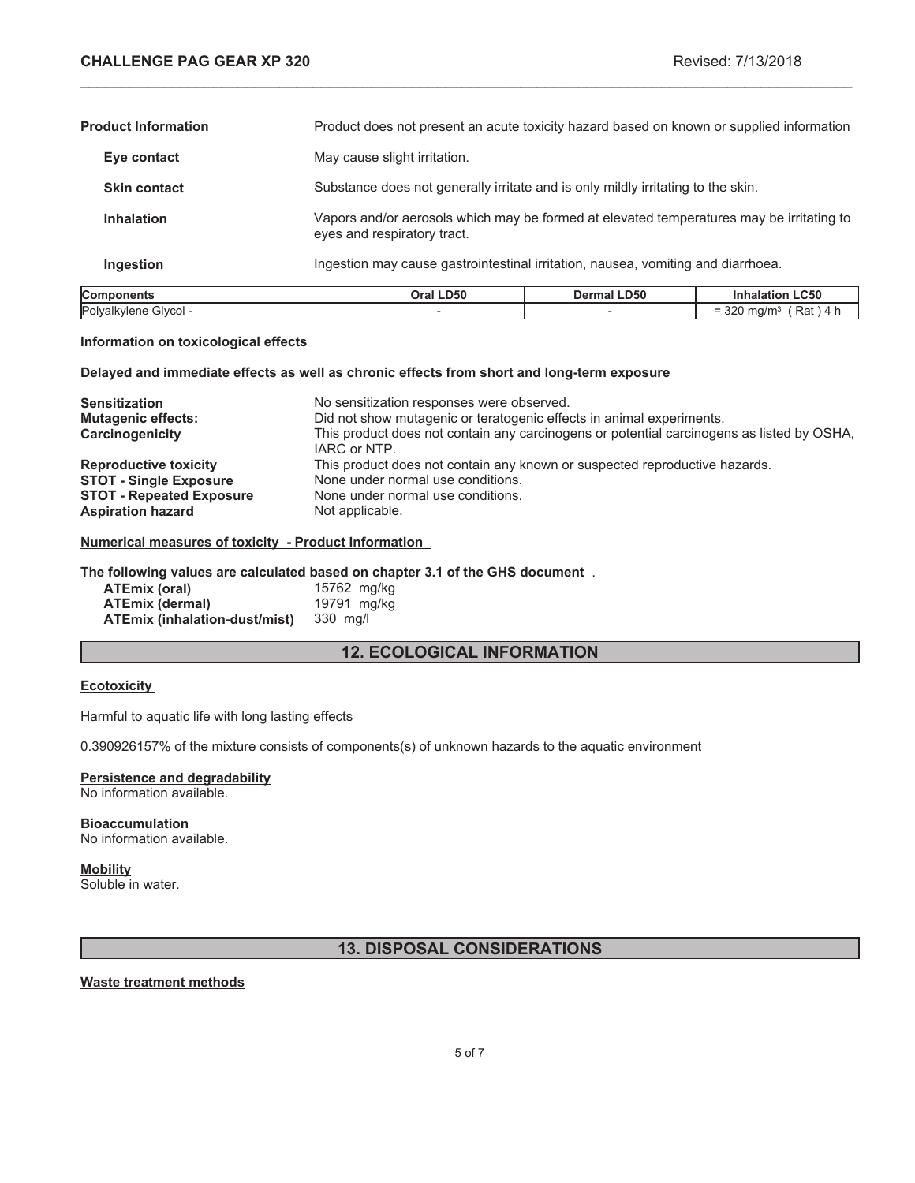| | |
|---|---|
| **Product Information** | Product does not present an acute toxicity hazard based on known or supplied information |
| **Eye contact** | May cause slight irritation. |
| **Skin contact** | Substance does not generally irritate and is only mildly irritating to the skin. |
| **Inhalation** | Vapors and/or aerosols which may be formed at elevated temperatures may be irritating to eyes and respiratory tract. |
| **Ingestion** | Ingestion may cause gastrointestinal irritation, nausea, vomiting and diarrhoea. |

| Components | Oral LD50 | Dermal LD50 | Inhalation LC50 |
|---|---|---|---|
| Polyalkylene Glycol - | - | - | = 320 mg/m³ ( Rat ) 4 h |

**Information on toxicological effects**

**Delayed and immediate effects as well as chronic effects from short and long-term exposure**

| | |
|---|---|
| **Sensitization** | No sensitization responses were observed. |
| **Mutagenic effects:** | Did not show mutagenic or teratogenic effects in animal experiments. |
| **Carcinogenicity** | This product does not contain any carcinogens or potential carcinogens as listed by OSHA, IARC or NTP. |
| **Reproductive toxicity** | This product does not contain any known or suspected reproductive hazards. |
| **STOT - Single Exposure** | None under normal use conditions. |
| **STOT - Repeated Exposure** | None under normal use conditions. |
| **Aspiration hazard** | Not applicable. |

**Numerical measures of toxicity - Product Information**

**The following values are calculated based on chapter 3.1 of the GHS document** .

| | |
|---|---|
| **ATEmix (oral)** | 15762 mg/kg |
| **ATEmix (dermal)** | 19791 mg/kg |
| **ATEmix (inhalation-dust/mist)** | 330 mg/l |

## 12. ECOLOGICAL INFORMATION

**Ecotoxicity**

Harmful to aquatic life with long lasting effects

0.390926157% of the mixture consists of components(s) of unknown hazards to the aquatic environment

**Persistence and degradability**
No information available.

**Bioaccumulation**
No information available.

**Mobility**
Soluble in water.

## 13. DISPOSAL CONSIDERATIONS

**Waste treatment methods**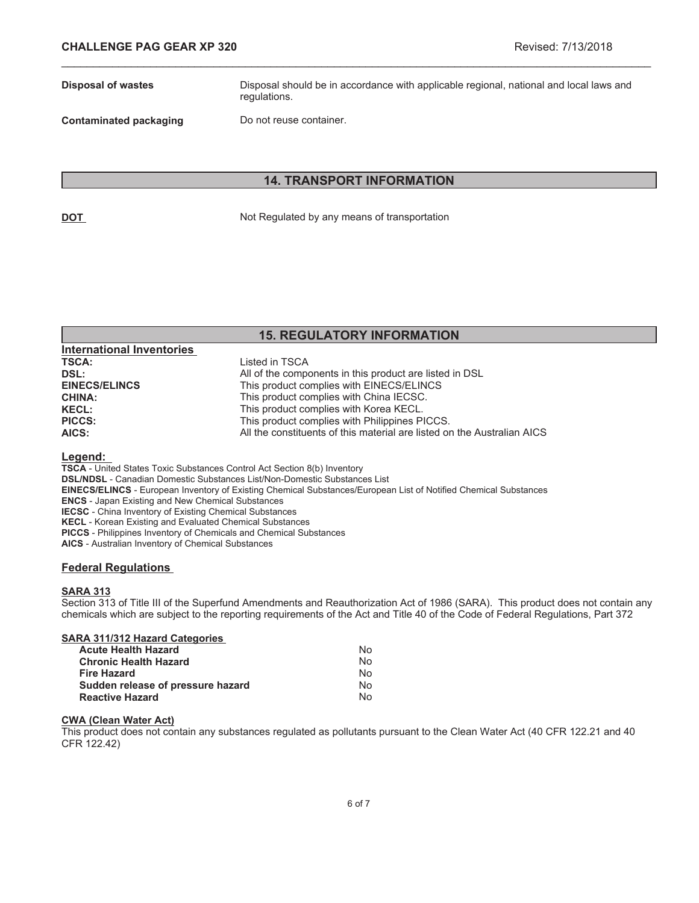**Disposal of wastes** Disposal should be in accordance with applicable regional, national and local laws and regulations.

**Contaminated packaging** Do not reuse container.

## 14. TRANSPORT INFORMATION

**DOT** Not Regulated by any means of transportation

## 15. REGULATORY INFORMATION

### International Inventories

| | |
|---|---|
| **TSCA:** | Listed in TSCA |
| **DSL:** | All of the components in this product are listed in DSL |
| **EINECS/ELINCS** | This product complies with EINECS/ELINCS |
| **CHINA:** | This product complies with China IECSC. |
| **KECL:** | This product complies with Korea KECL. |
| **PICCS:** | This product complies with Philippines PICCS. |
| **AICS:** | All the constituents of this material are listed on the Australian AICS |

### Legend:

**TSCA** - United States Toxic Substances Control Act Section 8(b) Inventory
**DSL/NDSL** - Canadian Domestic Substances List/Non-Domestic Substances List
**EINECS/ELINCS** - European Inventory of Existing Chemical Substances/European List of Notified Chemical Substances
**ENCS** - Japan Existing and New Chemical Substances
**IECSC** - China Inventory of Existing Chemical Substances
**KECL** - Korean Existing and Evaluated Chemical Substances
**PICCS** - Philippines Inventory of Chemicals and Chemical Substances
**AICS** - Australian Inventory of Chemical Substances

### Federal Regulations

**SARA 313**

Section 313 of Title III of the Superfund Amendments and Reauthorization Act of 1986 (SARA). This product does not contain any chemicals which are subject to the reporting requirements of the Act and Title 40 of the Code of Federal Regulations, Part 372

**SARA 311/312 Hazard Categories**

| | |
|---|---|
| **Acute Health Hazard** | No |
| **Chronic Health Hazard** | No |
| **Fire Hazard** | No |
| **Sudden release of pressure hazard** | No |
| **Reactive Hazard** | No |

**CWA (Clean Water Act)**

This product does not contain any substances regulated as pollutants pursuant to the Clean Water Act (40 CFR 122.21 and 40 CFR 122.42)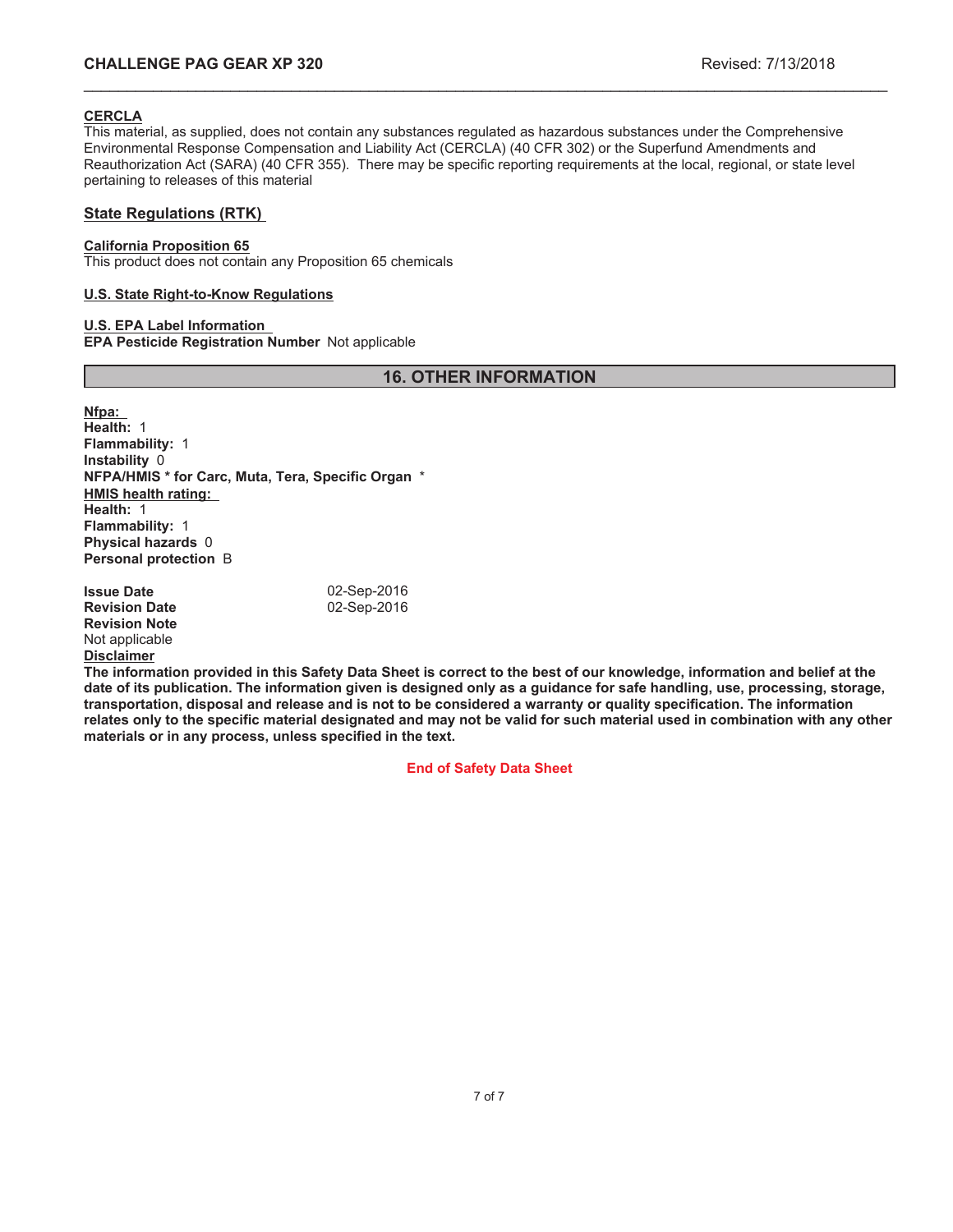**CERCLA**

This material, as supplied, does not contain any substances regulated as hazardous substances under the Comprehensive Environmental Response Compensation and Liability Act (CERCLA) (40 CFR 302) or the Superfund Amendments and Reauthorization Act (SARA) (40 CFR 355). There may be specific reporting requirements at the local, regional, or state level pertaining to releases of this material

### State Regulations (RTK)

**California Proposition 65**

This product does not contain any Proposition 65 chemicals

**U.S. State Right-to-Know Regulations**

**U.S. EPA Label Information**

**EPA Pesticide Registration Number** Not applicable

## 16. OTHER INFORMATION

**Nfpa:**

**Health:** 1
**Flammability:** 1
**Instability** 0
**NFPA/HMIS * for Carc, Muta, Tera, Specific Organ** *

**HMIS health rating:**

**Health:** 1
**Flammability:** 1
**Physical hazards** 0
**Personal protection** B

| | |
|---|---|
| **Issue Date** | 02-Sep-2016 |
| **Revision Date** | 02-Sep-2016 |

**Revision Note**

Not applicable

**Disclaimer**

**The information provided in this Safety Data Sheet is correct to the best of our knowledge, information and belief at the date of its publication. The information given is designed only as a guidance for safe handling, use, processing, storage, transportation, disposal and release and is not to be considered a warranty or quality specification. The information relates only to the specific material designated and may not be valid for such material used in combination with any other materials or in any process, unless specified in the text.**

**End of Safety Data Sheet**